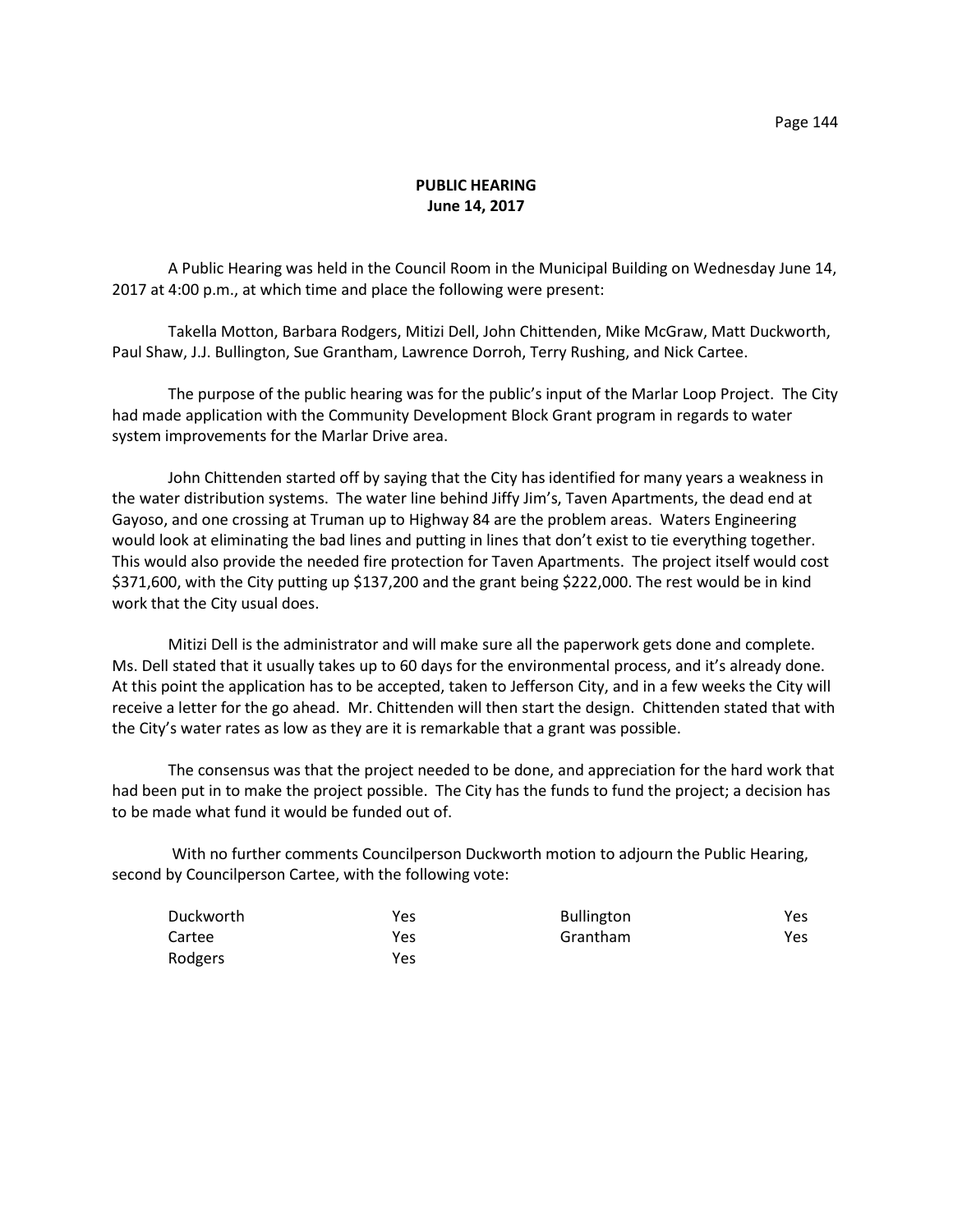**PUBLIC HEARING**
**June 14, 2017**

A Public Hearing was held in the Council Room in the Municipal Building on Wednesday June 14, 2017 at 4:00 p.m., at which time and place the following were present:

Takella Motton, Barbara Rodgers, Mitizi Dell, John Chittenden, Mike McGraw, Matt Duckworth, Paul Shaw, J.J. Bullington, Sue Grantham, Lawrence Dorroh, Terry Rushing, and Nick Cartee.

The purpose of the public hearing was for the public's input of the Marlar Loop Project. The City had made application with the Community Development Block Grant program in regards to water system improvements for the Marlar Drive area.

John Chittenden started off by saying that the City has identified for many years a weakness in the water distribution systems. The water line behind Jiffy Jim's, Taven Apartments, the dead end at Gayoso, and one crossing at Truman up to Highway 84 are the problem areas. Waters Engineering would look at eliminating the bad lines and putting in lines that don't exist to tie everything together. This would also provide the needed fire protection for Taven Apartments. The project itself would cost $371,600, with the City putting up $137,200 and the grant being $222,000. The rest would be in kind work that the City usual does.

Mitizi Dell is the administrator and will make sure all the paperwork gets done and complete. Ms. Dell stated that it usually takes up to 60 days for the environmental process, and it's already done. At this point the application has to be accepted, taken to Jefferson City, and in a few weeks the City will receive a letter for the go ahead. Mr. Chittenden will then start the design. Chittenden stated that with the City's water rates as low as they are it is remarkable that a grant was possible.

The consensus was that the project needed to be done, and appreciation for the hard work that had been put in to make the project possible. The City has the funds to fund the project; a decision has to be made what fund it would be funded out of.

With no further comments Councilperson Duckworth motion to adjourn the Public Hearing, second by Councilperson Cartee, with the following vote:

| | | | |
|---|---|---|---|
| Duckworth | Yes | Bullington | Yes |
| Cartee | Yes | Grantham | Yes |
| Rodgers | Yes | | |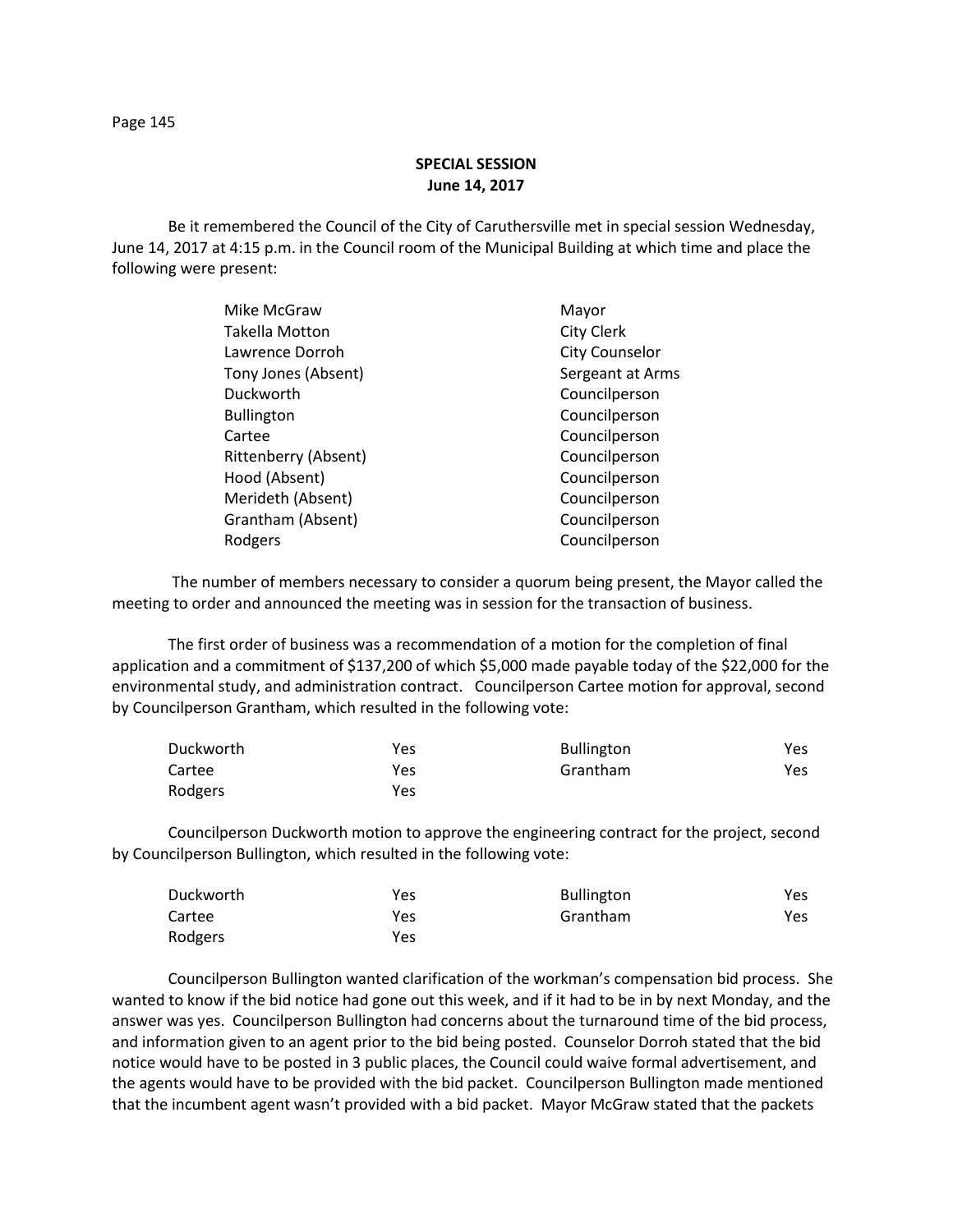## SPECIAL SESSION
## June 14, 2017

Be it remembered the Council of the City of Caruthersville met in special session Wednesday, June 14, 2017 at 4:15 p.m. in the Council room of the Municipal Building at which time and place the following were present:

| | |
|---|---|
| Mike McGraw | Mayor |
| Takella Motton | City Clerk |
| Lawrence Dorroh | City Counselor |
| Tony Jones (Absent) | Sergeant at Arms |
| Duckworth | Councilperson |
| Bullington | Councilperson |
| Cartee | Councilperson |
| Rittenberry (Absent) | Councilperson |
| Hood (Absent) | Councilperson |
| Merideth (Absent) | Councilperson |
| Grantham (Absent) | Councilperson |
| Rodgers | Councilperson |

The number of members necessary to consider a quorum being present, the Mayor called the meeting to order and announced the meeting was in session for the transaction of business.

The first order of business was a recommendation of a motion for the completion of final application and a commitment of $137,200 of which $5,000 made payable today of the $22,000 for the environmental study, and administration contract. Councilperson Cartee motion for approval, second by Councilperson Grantham, which resulted in the following vote:

| | | | |
|---|---|---|---|
| Duckworth | Yes | Bullington | Yes |
| Cartee | Yes | Grantham | Yes |
| Rodgers | Yes | | |

Councilperson Duckworth motion to approve the engineering contract for the project, second by Councilperson Bullington, which resulted in the following vote:

| | | | |
|---|---|---|---|
| Duckworth | Yes | Bullington | Yes |
| Cartee | Yes | Grantham | Yes |
| Rodgers | Yes | | |

Councilperson Bullington wanted clarification of the workman's compensation bid process. She wanted to know if the bid notice had gone out this week, and if it had to be in by next Monday, and the answer was yes. Councilperson Bullington had concerns about the turnaround time of the bid process, and information given to an agent prior to the bid being posted. Counselor Dorroh stated that the bid notice would have to be posted in 3 public places, the Council could waive formal advertisement, and the agents would have to be provided with the bid packet. Councilperson Bullington made mentioned that the incumbent agent wasn't provided with a bid packet. Mayor McGraw stated that the packets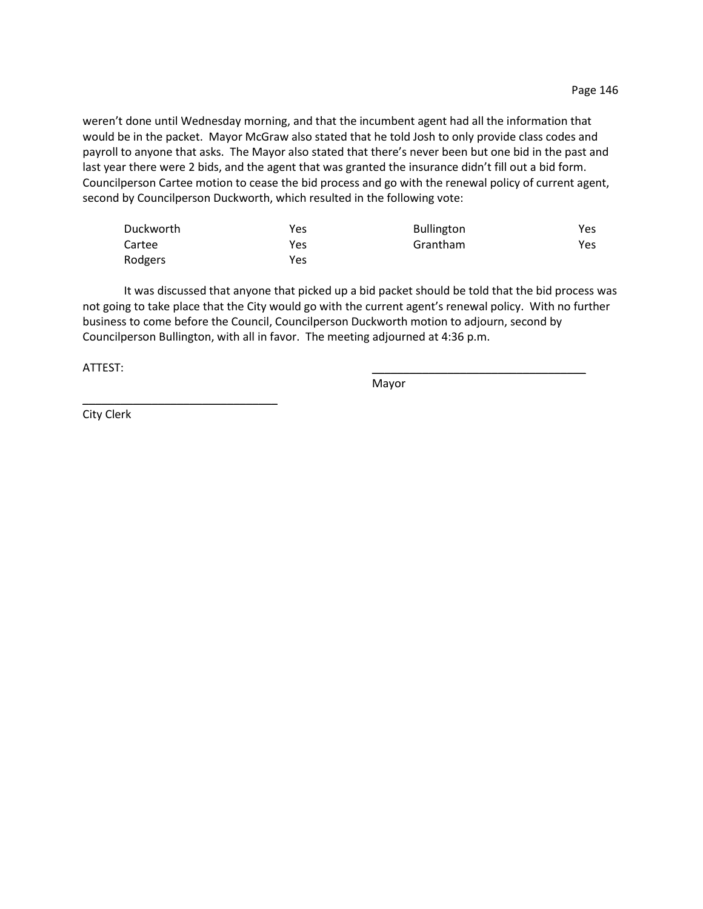weren't done until Wednesday morning, and that the incumbent agent had all the information that would be in the packet. Mayor McGraw also stated that he told Josh to only provide class codes and payroll to anyone that asks. The Mayor also stated that there's never been but one bid in the past and last year there were 2 bids, and the agent that was granted the insurance didn't fill out a bid form. Councilperson Cartee motion to cease the bid process and go with the renewal policy of current agent, second by Councilperson Duckworth, which resulted in the following vote:

| | | | |
|---|---|---|---|
| Duckworth | Yes | Bullington | Yes |
| Cartee | Yes | Grantham | Yes |
| Rodgers | Yes | | |

It was discussed that anyone that picked up a bid packet should be told that the bid process was not going to take place that the City would go with the current agent's renewal policy. With no further business to come before the Council, Councilperson Duckworth motion to adjourn, second by Councilperson Bullington, with all in favor. The meeting adjourned at 4:36 p.m.

ATTEST:

\_\_\_\_\_\_\_\_\_\_\_\_\_\_\_\_\_\_\_\_\_\_\_\_\_\_\_\_\_\_\_\_\_\_
Mayor

\_\_\_\_\_\_\_\_\_\_\_\_\_\_\_\_\_\_\_\_\_\_\_\_\_\_\_\_\_\_\_\_\_\_
City Clerk